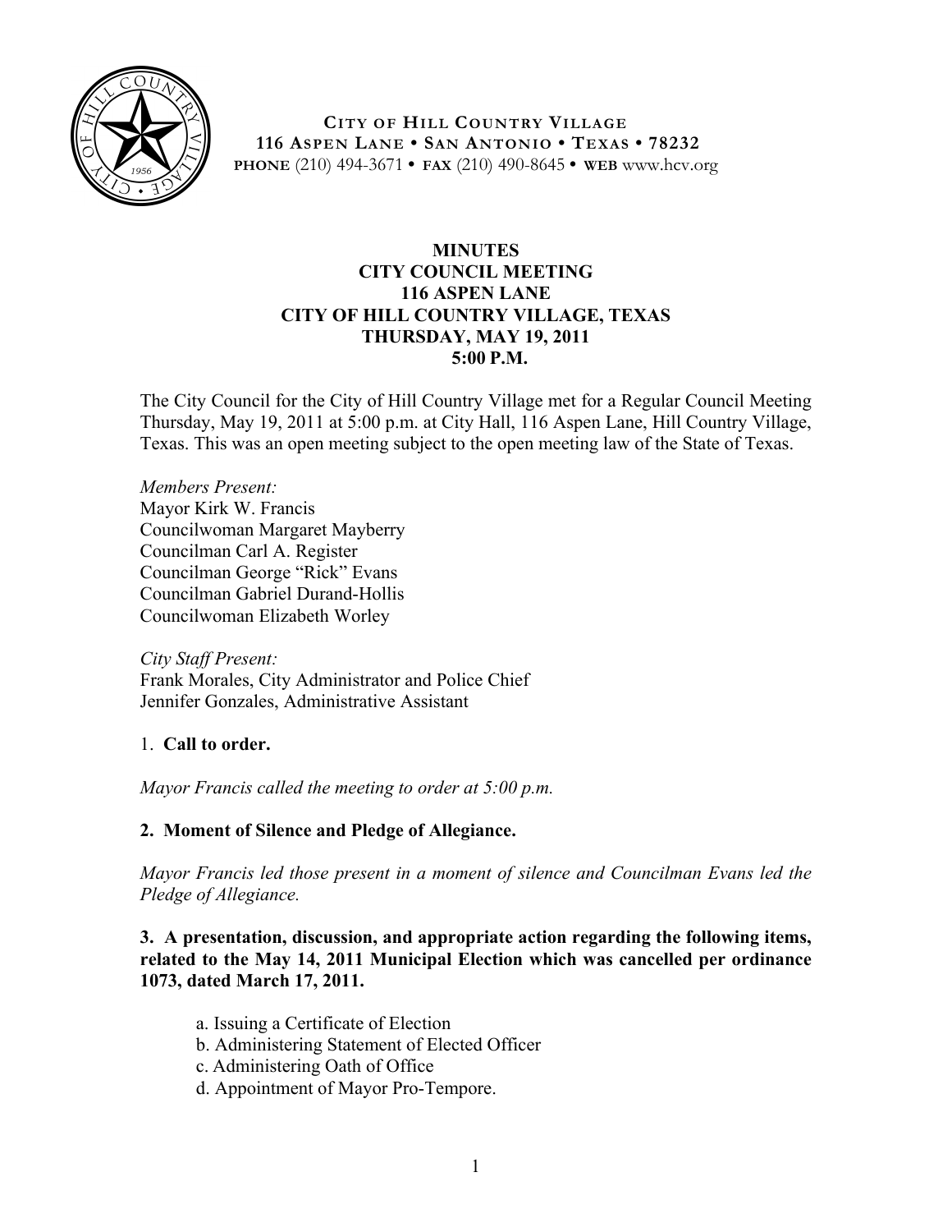**CITY OF HILL COUNTRY VILLAGE**
**116 ASPEN LANE • SAN ANTONIO • TEXAS • 78232**
**PHONE** (210) 494-3671 • **FAX** (210) 490-8645 • **WEB** www.hcv.org

# MINUTES
## CITY COUNCIL MEETING
## 116 ASPEN LANE
## CITY OF HILL COUNTRY VILLAGE, TEXAS
## THURSDAY, MAY 19, 2011
## 5:00 P.M.

The City Council for the City of Hill Country Village met for a Regular Council Meeting Thursday, May 19, 2011 at 5:00 p.m. at City Hall, 116 Aspen Lane, Hill Country Village, Texas. This was an open meeting subject to the open meeting law of the State of Texas.

*Members Present:*
Mayor Kirk W. Francis
Councilwoman Margaret Mayberry
Councilman Carl A. Register
Councilman George "Rick" Evans
Councilman Gabriel Durand-Hollis
Councilwoman Elizabeth Worley

*City Staff Present:*
Frank Morales, City Administrator and Police Chief
Jennifer Gonzales, Administrative Assistant

1. **Call to order.**

*Mayor Francis called the meeting to order at 5:00 p.m.*

**2. Moment of Silence and Pledge of Allegiance.**

*Mayor Francis led those present in a moment of silence and Councilman Evans led the Pledge of Allegiance.*

**3. A presentation, discussion, and appropriate action regarding the following items, related to the May 14, 2011 Municipal Election which was cancelled per ordinance 1073, dated March 17, 2011.**

a. Issuing a Certificate of Election
b. Administering Statement of Elected Officer
c. Administering Oath of Office
d. Appointment of Mayor Pro-Tempore.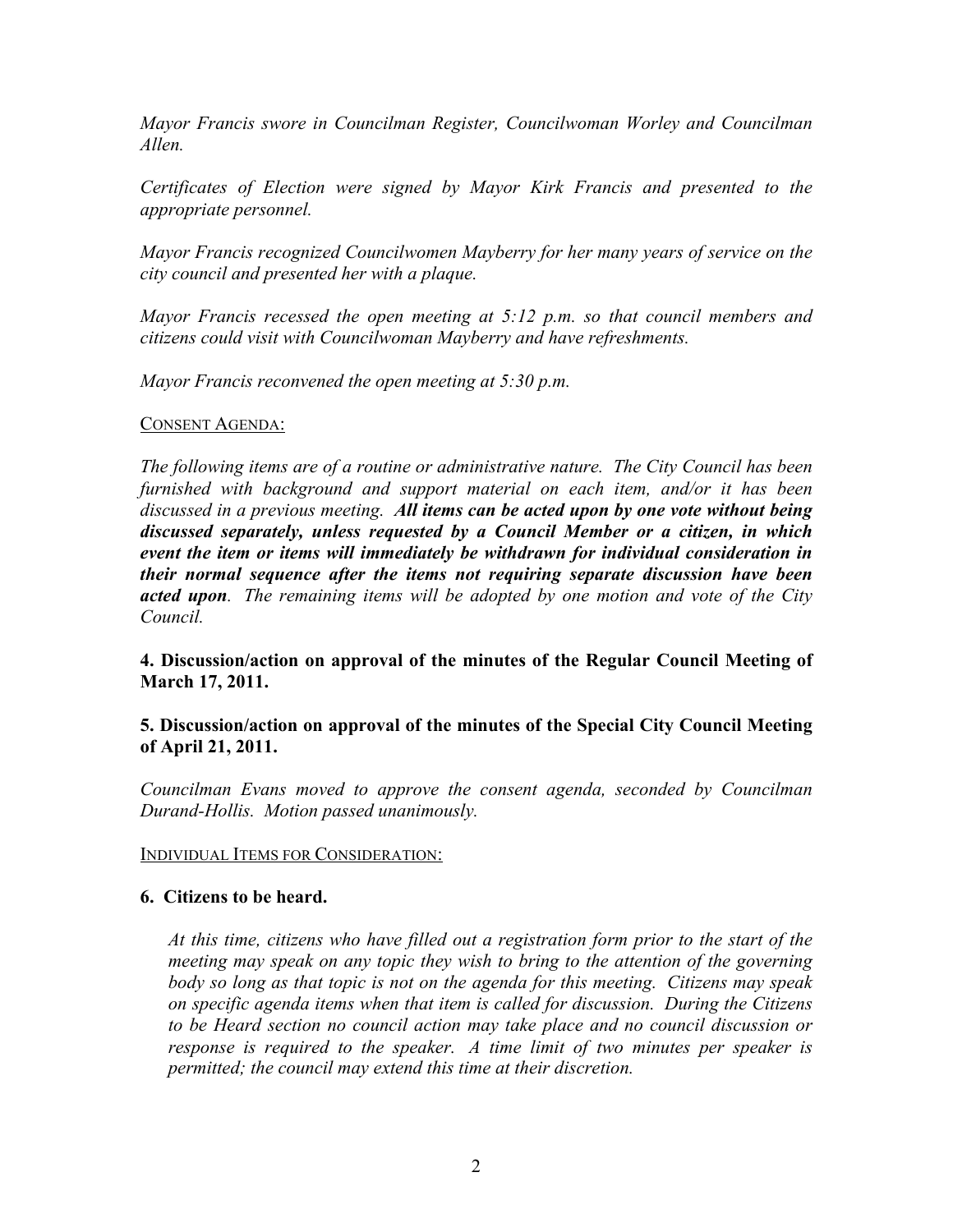*Mayor Francis swore in Councilman Register, Councilwoman Worley and Councilman Allen.*

*Certificates of Election were signed by Mayor Kirk Francis and presented to the appropriate personnel.*

*Mayor Francis recognized Councilwomen Mayberry for her many years of service on the city council and presented her with a plaque.*

*Mayor Francis recessed the open meeting at 5:12 p.m. so that council members and citizens could visit with Councilwoman Mayberry and have refreshments.*

*Mayor Francis reconvened the open meeting at 5:30 p.m.*

CONSENT AGENDA:

*The following items are of a routine or administrative nature. The City Council has been furnished with background and support material on each item, and/or it has been discussed in a previous meeting.* ***All items can be acted upon by one vote without being discussed separately, unless requested by a Council Member or a citizen, in which event the item or items will immediately be withdrawn for individual consideration in their normal sequence after the items not requiring separate discussion have been acted upon****. The remaining items will be adopted by one motion and vote of the City Council.*

**4. Discussion/action on approval of the minutes of the Regular Council Meeting of March 17, 2011.**

**5. Discussion/action on approval of the minutes of the Special City Council Meeting of April 21, 2011.**

*Councilman Evans moved to approve the consent agenda, seconded by Councilman Durand-Hollis. Motion passed unanimously.*

INDIVIDUAL ITEMS FOR CONSIDERATION:

**6. Citizens to be heard.**

*At this time, citizens who have filled out a registration form prior to the start of the meeting may speak on any topic they wish to bring to the attention of the governing body so long as that topic is not on the agenda for this meeting. Citizens may speak on specific agenda items when that item is called for discussion. During the Citizens to be Heard section no council action may take place and no council discussion or response is required to the speaker. A time limit of two minutes per speaker is permitted; the council may extend this time at their discretion.*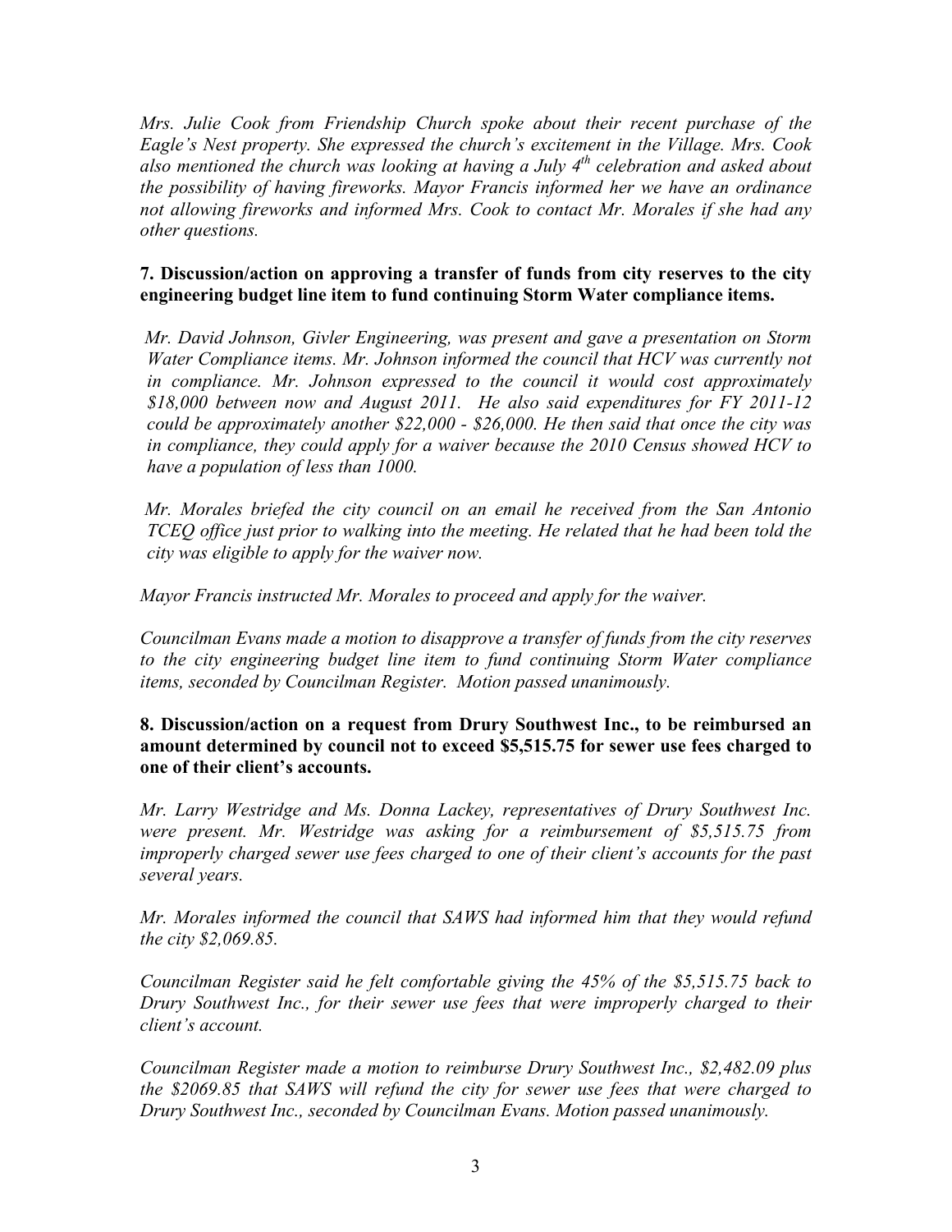*Mrs. Julie Cook from Friendship Church spoke about their recent purchase of the Eagle's Nest property. She expressed the church's excitement in the Village. Mrs. Cook also mentioned the church was looking at having a July 4th celebration and asked about the possibility of having fireworks. Mayor Francis informed her we have an ordinance not allowing fireworks and informed Mrs. Cook to contact Mr. Morales if she had any other questions.*

**7. Discussion/action on approving a transfer of funds from city reserves to the city engineering budget line item to fund continuing Storm Water compliance items.**

*Mr. David Johnson, Givler Engineering, was present and gave a presentation on Storm Water Compliance items. Mr. Johnson informed the council that HCV was currently not in compliance. Mr. Johnson expressed to the council it would cost approximately $18,000 between now and August 2011. He also said expenditures for FY 2011-12 could be approximately another $22,000 - $26,000. He then said that once the city was in compliance, they could apply for a waiver because the 2010 Census showed HCV to have a population of less than 1000.*

*Mr. Morales briefed the city council on an email he received from the San Antonio TCEQ office just prior to walking into the meeting. He related that he had been told the city was eligible to apply for the waiver now.*

*Mayor Francis instructed Mr. Morales to proceed and apply for the waiver.*

*Councilman Evans made a motion to disapprove a transfer of funds from the city reserves to the city engineering budget line item to fund continuing Storm Water compliance items, seconded by Councilman Register. Motion passed unanimously.*

**8. Discussion/action on a request from Drury Southwest Inc., to be reimbursed an amount determined by council not to exceed $5,515.75 for sewer use fees charged to one of their client's accounts.**

*Mr. Larry Westridge and Ms. Donna Lackey, representatives of Drury Southwest Inc. were present. Mr. Westridge was asking for a reimbursement of $5,515.75 from improperly charged sewer use fees charged to one of their client's accounts for the past several years.*

*Mr. Morales informed the council that SAWS had informed him that they would refund the city $2,069.85.*

*Councilman Register said he felt comfortable giving the 45% of the $5,515.75 back to Drury Southwest Inc., for their sewer use fees that were improperly charged to their client's account.*

*Councilman Register made a motion to reimburse Drury Southwest Inc., $2,482.09 plus the $2069.85 that SAWS will refund the city for sewer use fees that were charged to Drury Southwest Inc., seconded by Councilman Evans. Motion passed unanimously.*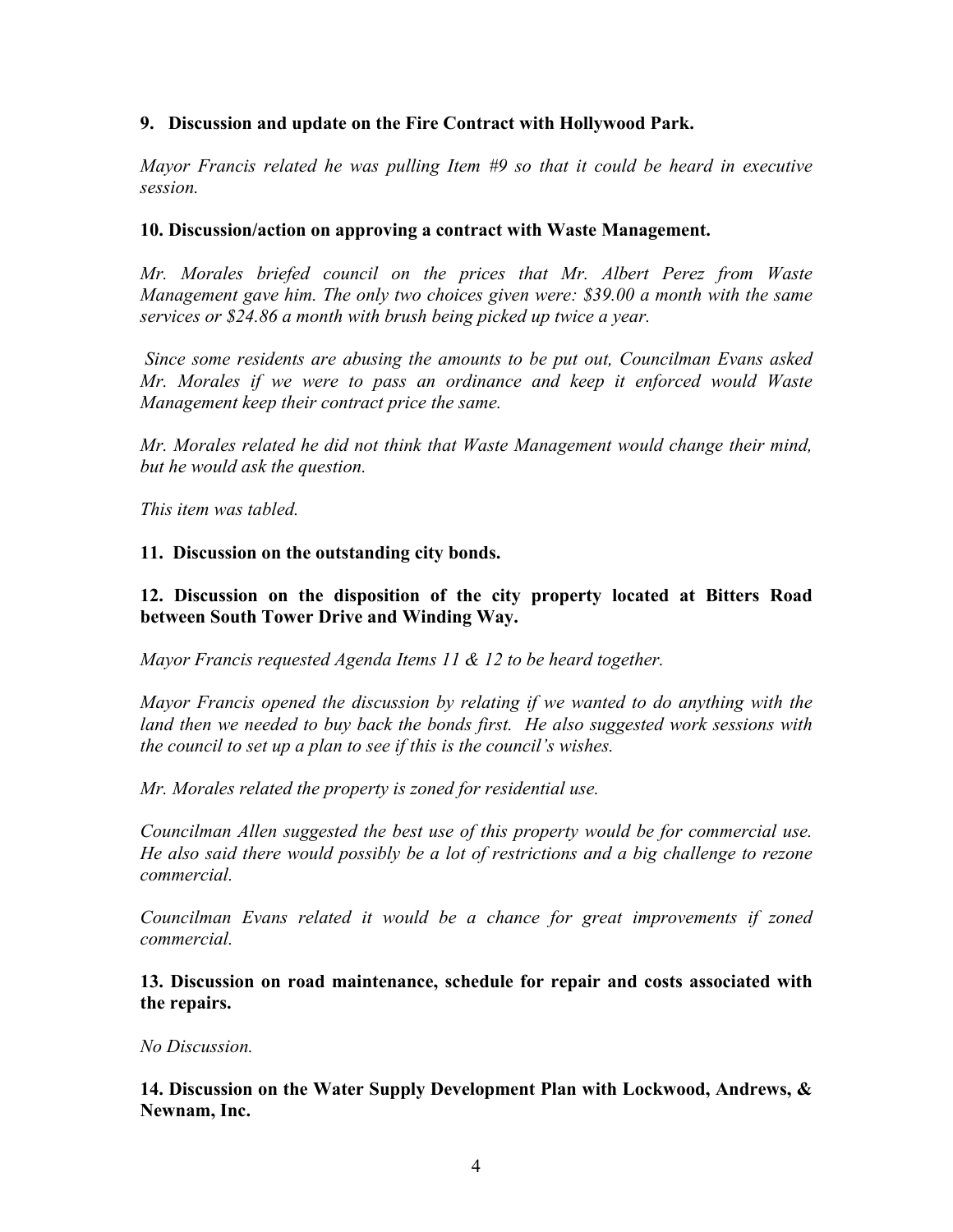**9. Discussion and update on the Fire Contract with Hollywood Park.**

*Mayor Francis related he was pulling Item #9 so that it could be heard in executive session.*

**10. Discussion/action on approving a contract with Waste Management.**

*Mr. Morales briefed council on the prices that Mr. Albert Perez from Waste Management gave him. The only two choices given were: $39.00 a month with the same services or $24.86 a month with brush being picked up twice a year.*

*Since some residents are abusing the amounts to be put out, Councilman Evans asked Mr. Morales if we were to pass an ordinance and keep it enforced would Waste Management keep their contract price the same.*

*Mr. Morales related he did not think that Waste Management would change their mind, but he would ask the question.*

*This item was tabled.*

**11. Discussion on the outstanding city bonds.**

**12. Discussion on the disposition of the city property located at Bitters Road between South Tower Drive and Winding Way.**

*Mayor Francis requested Agenda Items 11 & 12 to be heard together.*

*Mayor Francis opened the discussion by relating if we wanted to do anything with the land then we needed to buy back the bonds first. He also suggested work sessions with the council to set up a plan to see if this is the council's wishes.*

*Mr. Morales related the property is zoned for residential use.*

*Councilman Allen suggested the best use of this property would be for commercial use. He also said there would possibly be a lot of restrictions and a big challenge to rezone commercial.*

*Councilman Evans related it would be a chance for great improvements if zoned commercial.*

**13. Discussion on road maintenance, schedule for repair and costs associated with the repairs.**

*No Discussion.*

**14. Discussion on the Water Supply Development Plan with Lockwood, Andrews, & Newnam, Inc.**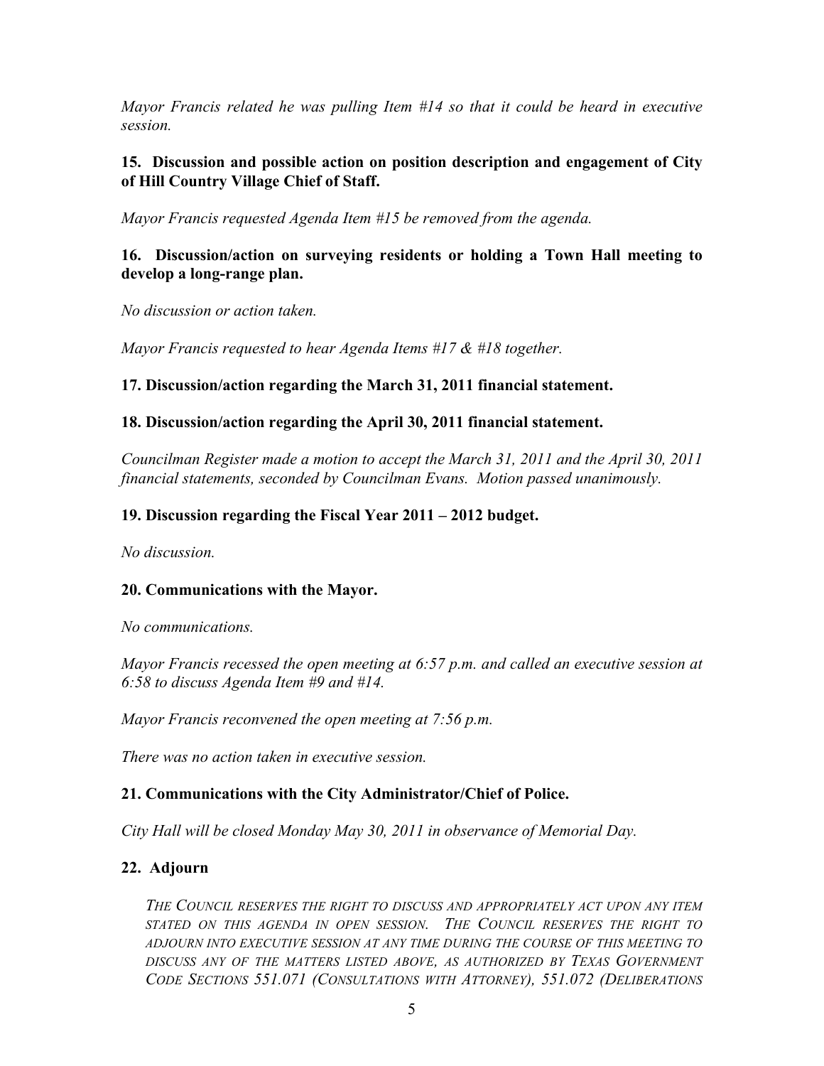*Mayor Francis related he was pulling Item #14 so that it could be heard in executive session.*

**15. Discussion and possible action on position description and engagement of City of Hill Country Village Chief of Staff.**

*Mayor Francis requested Agenda Item #15 be removed from the agenda.*

**16. Discussion/action on surveying residents or holding a Town Hall meeting to develop a long-range plan.**

*No discussion or action taken.*

*Mayor Francis requested to hear Agenda Items #17 & #18 together.*

**17. Discussion/action regarding the March 31, 2011 financial statement.**

**18. Discussion/action regarding the April 30, 2011 financial statement.**

*Councilman Register made a motion to accept the March 31, 2011 and the April 30, 2011 financial statements, seconded by Councilman Evans. Motion passed unanimously.*

**19. Discussion regarding the Fiscal Year 2011 – 2012 budget.**

*No discussion.*

**20. Communications with the Mayor.**

*No communications.*

*Mayor Francis recessed the open meeting at 6:57 p.m. and called an executive session at 6:58 to discuss Agenda Item #9 and #14.*

*Mayor Francis reconvened the open meeting at 7:56 p.m.*

*There was no action taken in executive session.*

**21. Communications with the City Administrator/Chief of Police.**

*City Hall will be closed Monday May 30, 2011 in observance of Memorial Day.*

**22. Adjourn**

*THE COUNCIL RESERVES THE RIGHT TO DISCUSS AND APPROPRIATELY ACT UPON ANY ITEM STATED ON THIS AGENDA IN OPEN SESSION. THE COUNCIL RESERVES THE RIGHT TO ADJOURN INTO EXECUTIVE SESSION AT ANY TIME DURING THE COURSE OF THIS MEETING TO DISCUSS ANY OF THE MATTERS LISTED ABOVE, AS AUTHORIZED BY TEXAS GOVERNMENT CODE SECTIONS 551.071 (CONSULTATIONS WITH ATTORNEY), 551.072 (DELIBERATIONS*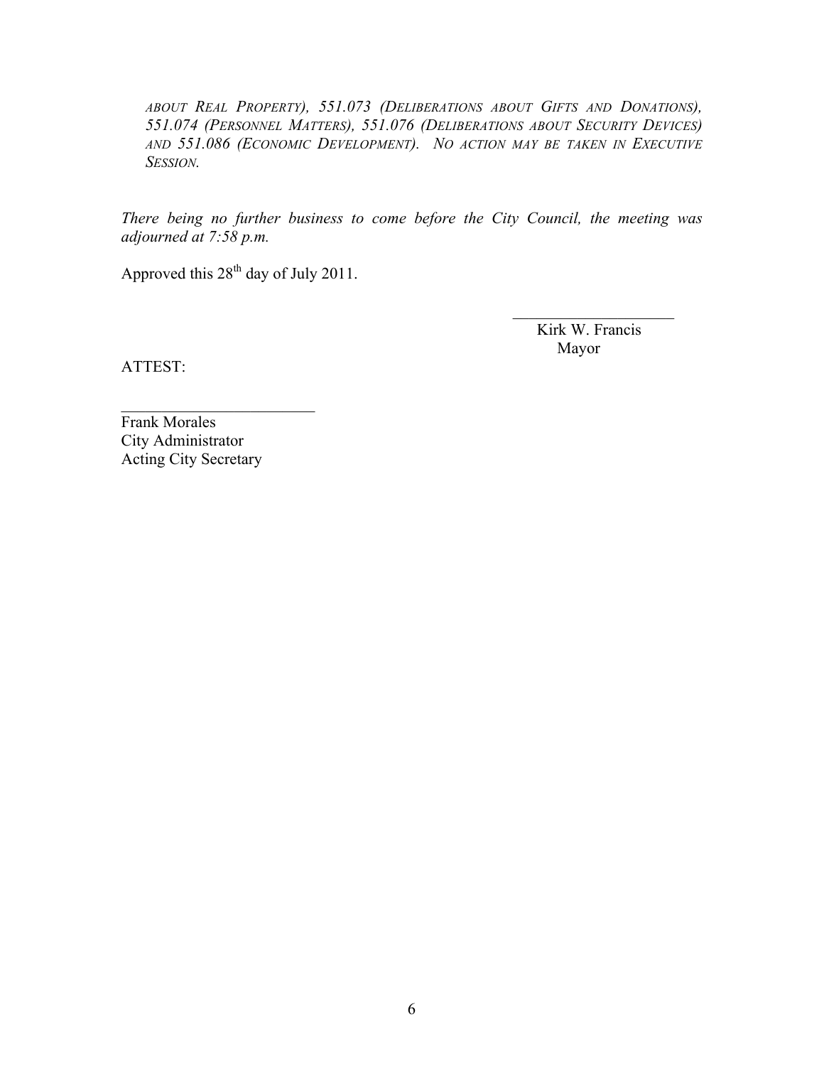*ABOUT REAL PROPERTY), 551.073 (DELIBERATIONS ABOUT GIFTS AND DONATIONS), 551.074 (PERSONNEL MATTERS), 551.076 (DELIBERATIONS ABOUT SECURITY DEVICES) AND 551.086 (ECONOMIC DEVELOPMENT). NO ACTION MAY BE TAKEN IN EXECUTIVE SESSION.*

*There being no further business to come before the City Council, the meeting was adjourned at 7:58 p.m.*

Approved this 28th day of July 2011.

\_\_\_\_\_\_\_\_\_\_\_\_\_\_\_\_\_\_\_\_
Kirk W. Francis
Mayor

ATTEST:

\_\_\_\_\_\_\_\_\_\_\_\_\_\_\_\_\_\_\_\_\_\_\_\_
Frank Morales
City Administrator
Acting City Secretary